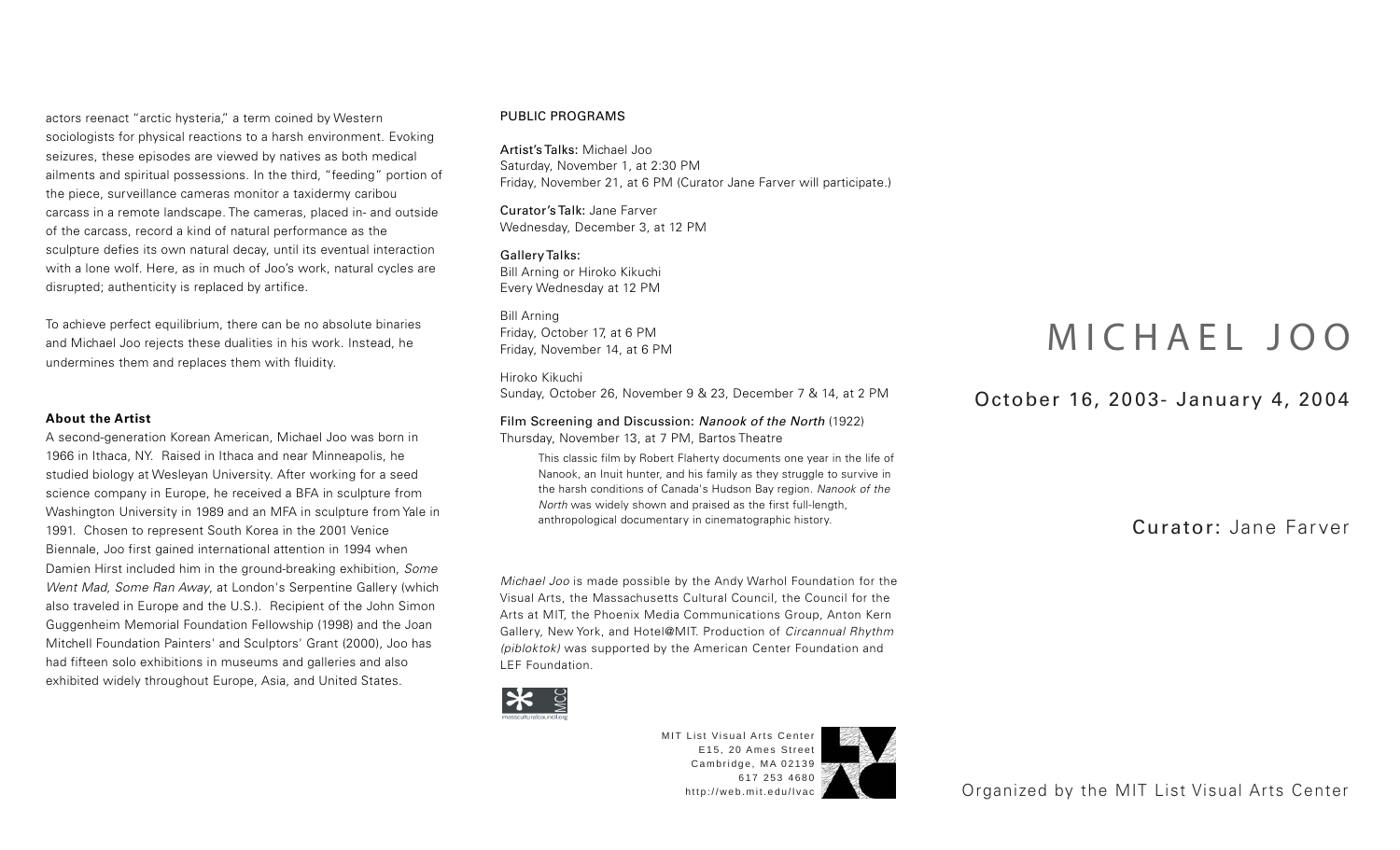actors reenact "arctic hysteria," a term coined by Western sociologists for physical reactions to a harsh environment. Evoking seizures, these episodes are viewed by natives as both medical ailments and spiritual possessions. In the third, "feeding" portion of the piece, surveillance cameras monitor a taxidermy caribou carcass in a remote landscape. The cameras, placed in- and outside of the carcass, record a kind of natural performance as the sculpture defies its own natural decay, until its eventual interaction with a lone wolf. Here, as in much of Joo's work, natural cycles are disrupted; authenticity is replaced by artifice.

To achieve perfect equilibrium, there can be no absolute binaries and Michael Joo rejects these dualities in his work. Instead, he undermines them and replaces them with fluidity.

**About the Artist**

A second-generation Korean American, Michael Joo was born in 1966 in Ithaca, NY. Raised in Ithaca and near Minneapolis, he studied biology at Wesleyan University. After working for a seed science company in Europe, he received a BFA in sculpture from Washington University in 1989 and an MFA in sculpture from Yale in 1991. Chosen to represent South Korea in the 2001 Venice Biennale, Joo first gained international attention in 1994 when Damien Hirst included him in the ground-breaking exhibition, *Some Went Mad, Some Ran Away*, at London's Serpentine Gallery (which also traveled in Europe and the U.S.). Recipient of the John Simon Guggenheim Memorial Foundation Fellowship (1998) and the Joan Mitchell Foundation Painters' and Sculptors' Grant (2000), Joo has had fifteen solo exhibitions in museums and galleries and also exhibited widely throughout Europe, Asia, and United States.

## PUBLIC PROGRAMS

Artist's Talks: Michael Joo
Saturday, November 1, at 2:30 PM
Friday, November 21, at 6 PM (Curator Jane Farver will participate.)

Curator's Talk: Jane Farver
Wednesday, December 3, at 12 PM

Gallery Talks:
Bill Arning or Hiroko Kikuchi
Every Wednesday at 12 PM

Bill Arning
Friday, October 17, at 6 PM
Friday, November 14, at 6 PM

Hiroko Kikuchi
Sunday, October 26, November 9 & 23, December 7 & 14, at 2 PM

Film Screening and Discussion: *Nanook of the North* (1922)
Thursday, November 13, at 7 PM, Bartos Theatre

This classic film by Robert Flaherty documents one year in the life of Nanook, an Inuit hunter, and his family as they struggle to survive in the harsh conditions of Canada's Hudson Bay region. *Nanook of the North* was widely shown and praised as the first full-length, anthropological documentary in cinematographic history.

*Michael Joo* is made possible by the Andy Warhol Foundation for the Visual Arts, the Massachusetts Cultural Council, the Council for the Arts at MIT, the Phoenix Media Communications Group, Anton Kern Gallery, New York, and Hotel@MIT. Production of *Circannual Rhythm (pibloktok)* was supported by the American Center Foundation and LEF Foundation.

MIT List Visual Arts Center
E15, 20 Ames Street
Cambridge, MA 02139
617 253 4680
http://web.mit.edu/lvac

# MICHAEL JOO

## October 16, 2003- January 4, 2004

**Curator:** Jane Farver

Organized by the MIT List Visual Arts Center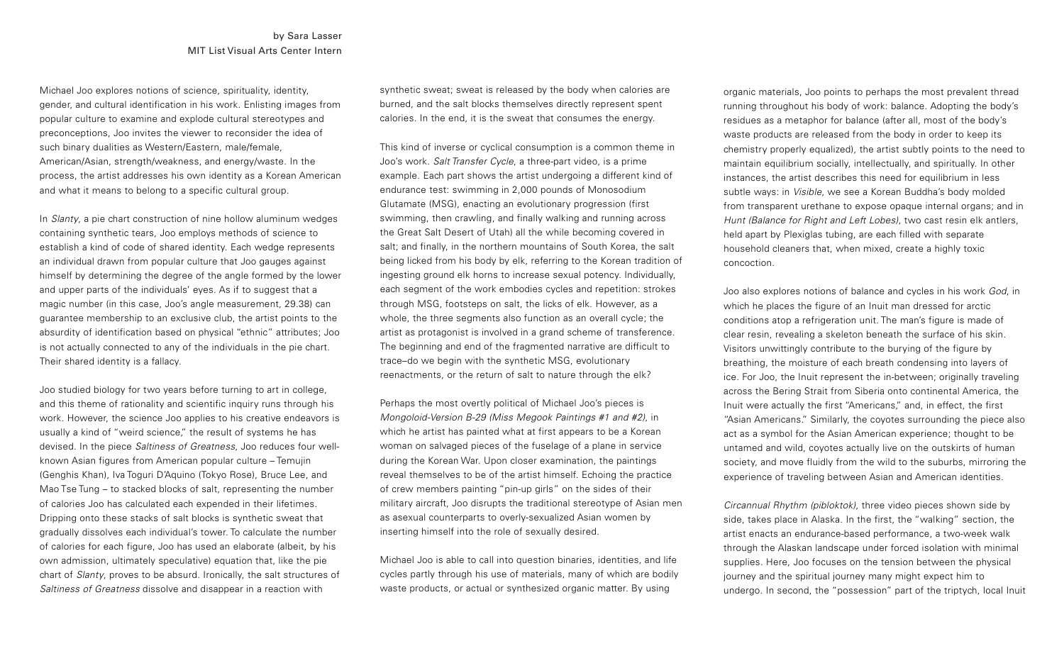by Sara Lasser
MIT List Visual Arts Center Intern

Michael Joo explores notions of science, spirituality, identity, gender, and cultural identification in his work. Enlisting images from popular culture to examine and explode cultural stereotypes and preconceptions, Joo invites the viewer to reconsider the idea of such binary dualities as Western/Eastern, male/female, American/Asian, strength/weakness, and energy/waste. In the process, the artist addresses his own identity as a Korean American and what it means to belong to a specific cultural group.

In *Slanty*, a pie chart construction of nine hollow aluminum wedges containing synthetic tears, Joo employs methods of science to establish a kind of code of shared identity. Each wedge represents an individual drawn from popular culture that Joo gauges against himself by determining the degree of the angle formed by the lower and upper parts of the individuals' eyes. As if to suggest that a magic number (in this case, Joo's angle measurement, 29.38) can guarantee membership to an exclusive club, the artist points to the absurdity of identification based on physical "ethnic" attributes; Joo is not actually connected to any of the individuals in the pie chart. Their shared identity is a fallacy.

Joo studied biology for two years before turning to art in college, and this theme of rationality and scientific inquiry runs through his work. However, the science Joo applies to his creative endeavors is usually a kind of "weird science," the result of systems he has devised. In the piece *Saltiness of Greatness*, Joo reduces four well-known Asian figures from American popular culture – Temujin (Genghis Khan), Iva Toguri D'Aquino (Tokyo Rose), Bruce Lee, and Mao Tse Tung – to stacked blocks of salt, representing the number of calories Joo has calculated each expended in their lifetimes. Dripping onto these stacks of salt blocks is synthetic sweat that gradually dissolves each individual's tower. To calculate the number of calories for each figure, Joo has used an elaborate (albeit, by his own admission, ultimately speculative) equation that, like the pie chart of *Slanty*, proves to be absurd. Ironically, the salt structures of *Saltiness of Greatness* dissolve and disappear in a reaction with synthetic sweat; sweat is released by the body when calories are burned, and the salt blocks themselves directly represent spent calories. In the end, it is the sweat that consumes the energy.

This kind of inverse or cyclical consumption is a common theme in Joo's work. *Salt Transfer Cycle*, a three-part video, is a prime example. Each part shows the artist undergoing a different kind of endurance test: swimming in 2,000 pounds of Monosodium Glutamate (MSG), enacting an evolutionary progression (first swimming, then crawling, and finally walking and running across the Great Salt Desert of Utah) all the while becoming covered in salt; and finally, in the northern mountains of South Korea, the salt being licked from his body by elk, referring to the Korean tradition of ingesting ground elk horns to increase sexual potency. Individually, each segment of the work embodies cycles and repetition: strokes through MSG, footsteps on salt, the licks of elk. However, as a whole, the three segments also function as an overall cycle; the artist as protagonist is involved in a grand scheme of transference. The beginning and end of the fragmented narrative are difficult to trace–do we begin with the synthetic MSG, evolutionary reenactments, or the return of salt to nature through the elk?

Perhaps the most overtly political of Michael Joo's pieces is *Mongoloid-Version B-29 (Miss Megook Paintings #1 and #2)*, in which he artist has painted what at first appears to be a Korean woman on salvaged pieces of the fuselage of a plane in service during the Korean War. Upon closer examination, the paintings reveal themselves to be of the artist himself. Echoing the practice of crew members painting "pin-up girls" on the sides of their military aircraft, Joo disrupts the traditional stereotype of Asian men as asexual counterparts to overly-sexualized Asian women by inserting himself into the role of sexually desired.

Michael Joo is able to call into question binaries, identities, and life cycles partly through his use of materials, many of which are bodily waste products, or actual or synthesized organic matter. By using organic materials, Joo points to perhaps the most prevalent thread running throughout his body of work: balance. Adopting the body's residues as a metaphor for balance (after all, most of the body's waste products are released from the body in order to keep its chemistry properly equalized), the artist subtly points to the need to maintain equilibrium socially, intellectually, and spiritually. In other instances, the artist describes this need for equilibrium in less subtle ways: in *Visible,* we see a Korean Buddha's body molded from transparent urethane to expose opaque internal organs; and in *Hunt (Balance for Right and Left Lobes)*, two cast resin elk antlers, held apart by Plexiglas tubing, are each filled with separate household cleaners that, when mixed, create a highly toxic concoction.

Joo also explores notions of balance and cycles in his work *God*, in which he places the figure of an Inuit man dressed for arctic conditions atop a refrigeration unit. The man's figure is made of clear resin, revealing a skeleton beneath the surface of his skin. Visitors unwittingly contribute to the burying of the figure by breathing, the moisture of each breath condensing into layers of ice. For Joo, the Inuit represent the in-between; originally traveling across the Bering Strait from Siberia onto continental America, the Inuit were actually the first "Americans," and, in effect, the first "Asian Americans." Similarly, the coyotes surrounding the piece also act as a symbol for the Asian American experience; thought to be untamed and wild, coyotes actually live on the outskirts of human society, and move fluidly from the wild to the suburbs, mirroring the experience of traveling between Asian and American identities.

*Circannual Rhythm (pibloktok),* three video pieces shown side by side, takes place in Alaska. In the first, the "walking" section, the artist enacts an endurance-based performance, a two-week walk through the Alaskan landscape under forced isolation with minimal supplies. Here, Joo focuses on the tension between the physical journey and the spiritual journey many might expect him to undergo. In second, the "possession" part of the triptych, local Inuit